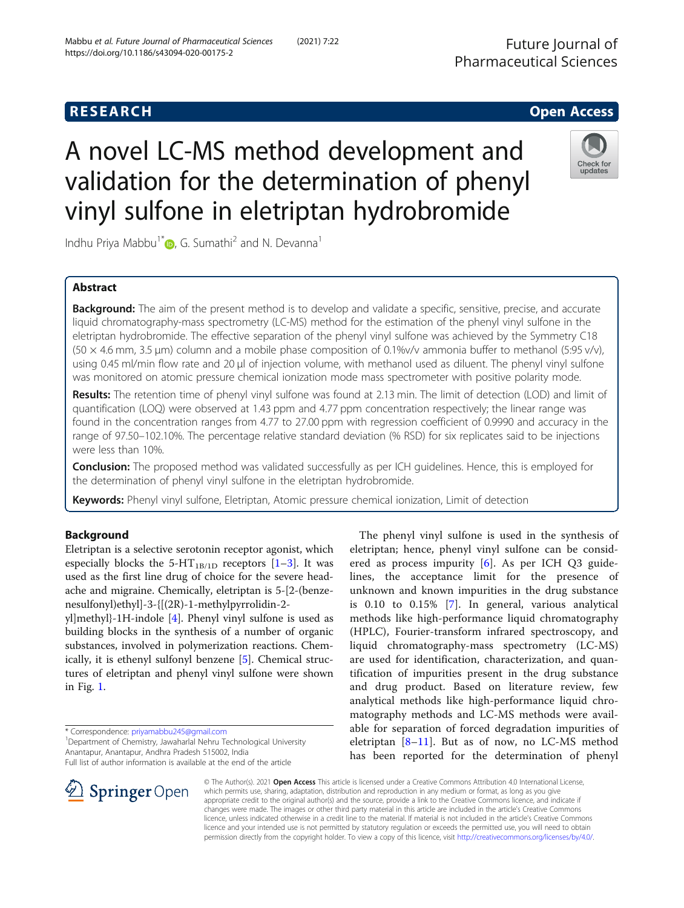RESEARCH Open Access

# A novel LC-MS method development and validation for the determination of phenyl vinyl sulfone in eletriptan hydrobromide

Indhu Priya Mabbu[1*], G. Sumathi[2] and N. Devanna[1]

## Abstract

**Background:** The aim of the present method is to develop and validate a specific, sensitive, precise, and accurate liquid chromatography-mass spectrometry (LC-MS) method for the estimation of the phenyl vinyl sulfone in the eletriptan hydrobromide. The effective separation of the phenyl vinyl sulfone was achieved by the Symmetry C18 (50 × 4.6 mm, 3.5 μm) column and a mobile phase composition of 0.1%v/v ammonia buffer to methanol (5:95 v/v), using 0.45 ml/min flow rate and 20 μl of injection volume, with methanol used as diluent. The phenyl vinyl sulfone was monitored on atomic pressure chemical ionization mode mass spectrometer with positive polarity mode.

**Results:** The retention time of phenyl vinyl sulfone was found at 2.13 min. The limit of detection (LOD) and limit of quantification (LOQ) were observed at 1.43 ppm and 4.77 ppm concentration respectively; the linear range was found in the concentration ranges from 4.77 to 27.00 ppm with regression coefficient of 0.9990 and accuracy in the range of 97.50–102.10%. The percentage relative standard deviation (% RSD) for six replicates said to be injections were less than 10%.

**Conclusion:** The proposed method was validated successfully as per ICH guidelines. Hence, this is employed for the determination of phenyl vinyl sulfone in the eletriptan hydrobromide.

**Keywords:** Phenyl vinyl sulfone, Eletriptan, Atomic pressure chemical ionization, Limit of detection

## Background

Eletriptan is a selective serotonin receptor agonist, which especially blocks the $5\text{-HT}_{1B/1D}$ receptors [1–3]. It was used as the first line drug of choice for the severe headache and migraine. Chemically, eletriptan is 5-[2-(benzenesulfonyl)ethyl]-3-{[(2R)-1-methylpyrrolidin-2-yl]methyl}-1H-indole [4]. Phenyl vinyl sulfone is used as building blocks in the synthesis of a number of organic substances, involved in polymerization reactions. Chemically, it is ethenyl sulfonyl benzene [5]. Chemical structures of eletriptan and phenyl vinyl sulfone were shown in Fig. 1.

The phenyl vinyl sulfone is used in the synthesis of eletriptan; hence, phenyl vinyl sulfone can be considered as process impurity [6]. As per ICH Q3 guidelines, the acceptance limit for the presence of unknown and known impurities in the drug substance is 0.10 to 0.15% [7]. In general, various analytical methods like high-performance liquid chromatography (HPLC), Fourier-transform infrared spectroscopy, and liquid chromatography-mass spectrometry (LC-MS) are used for identification, characterization, and quantification of impurities present in the drug substance and drug product. Based on literature review, few analytical methods like high-performance liquid chromatography methods and LC-MS methods were available for separation of forced degradation impurities of eletriptan [8–11]. But as of now, no LC-MS method has been reported for the determination of phenyl

\* Correspondence: priyamabbu245@gmail.com
[1]Department of Chemistry, Jawaharlal Nehru Technological University Anantapur, Anantapur, Andhra Pradesh 515002, India
Full list of author information is available at the end of the article

© The Author(s). 2021 **Open Access** This article is licensed under a Creative Commons Attribution 4.0 International License, which permits use, sharing, adaptation, distribution and reproduction in any medium or format, as long as you give appropriate credit to the original author(s) and the source, provide a link to the Creative Commons licence, and indicate if changes were made. The images or other third party material in this article are included in the article's Creative Commons licence, unless indicated otherwise in a credit line to the material. If material is not included in the article's Creative Commons licence and your intended use is not permitted by statutory regulation or exceeds the permitted use, you will need to obtain permission directly from the copyright holder. To view a copy of this licence, visit http://creativecommons.org/licenses/by/4.0/.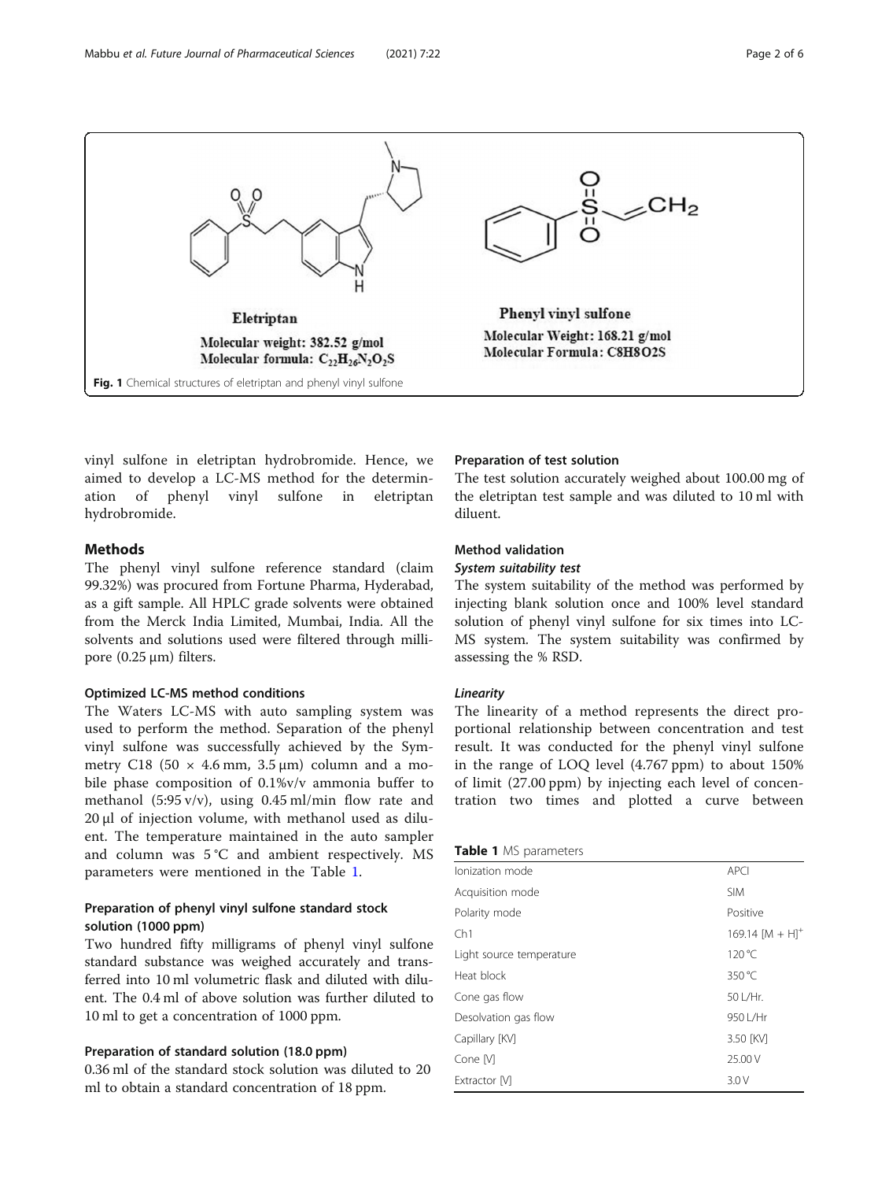Fig. 1 Chemical structures of eletriptan and phenyl vinyl sulfone

vinyl sulfone in eletriptan hydrobromide. Hence, we aimed to develop a LC-MS method for the determination of phenyl vinyl sulfone in eletriptan hydrobromide.

## Methods

The phenyl vinyl sulfone reference standard (claim 99.32%) was procured from Fortune Pharma, Hyderabad, as a gift sample. All HPLC grade solvents were obtained from the Merck India Limited, Mumbai, India. All the solvents and solutions used were filtered through millipore (0.25 μm) filters.

### Optimized LC-MS method conditions

The Waters LC-MS with auto sampling system was used to perform the method. Separation of the phenyl vinyl sulfone was successfully achieved by the Symmetry C18 (50 × 4.6 mm, 3.5 μm) column and a mobile phase composition of 0.1%v/v ammonia buffer to methanol (5:95 v/v), using 0.45 ml/min flow rate and 20 μl of injection volume, with methanol used as diluent. The temperature maintained in the auto sampler and column was 5 °C and ambient respectively. MS parameters were mentioned in the Table 1.

### Preparation of phenyl vinyl sulfone standard stock solution (1000 ppm)

Two hundred fifty milligrams of phenyl vinyl sulfone standard substance was weighed accurately and transferred into 10 ml volumetric flask and diluted with diluent. The 0.4 ml of above solution was further diluted to 10 ml to get a concentration of 1000 ppm.

### Preparation of standard solution (18.0 ppm)

0.36 ml of the standard stock solution was diluted to 20 ml to obtain a standard concentration of 18 ppm.

### Preparation of test solution

The test solution accurately weighed about 100.00 mg of the eletriptan test sample and was diluted to 10 ml with diluent.

### Method validation

#### *System suitability test*

The system suitability of the method was performed by injecting blank solution once and 100% level standard solution of phenyl vinyl sulfone for six times into LC-MS system. The system suitability was confirmed by assessing the % RSD.

#### *Linearity*

The linearity of a method represents the direct proportional relationship between concentration and test result. It was conducted for the phenyl vinyl sulfone in the range of LOQ level (4.767 ppm) to about 150% of limit (27.00 ppm) by injecting each level of concentration two times and plotted a curve between

**Table 1** MS parameters

| | |
|---|---|
| Ionization mode | APCI |
| Acquisition mode | SIM |
| Polarity mode | Positive |
| Ch1 | 169.14 $[M + H]^+$ |
| Light source temperature | 120 °C |
| Heat block | 350 °C |
| Cone gas flow | 50 L/Hr. |
| Desolvation gas flow | 950 L/Hr |
| Capillary [KV] | 3.50 [KV] |
| Cone [V] | 25.00 V |
| Extractor [V] | 3.0 V |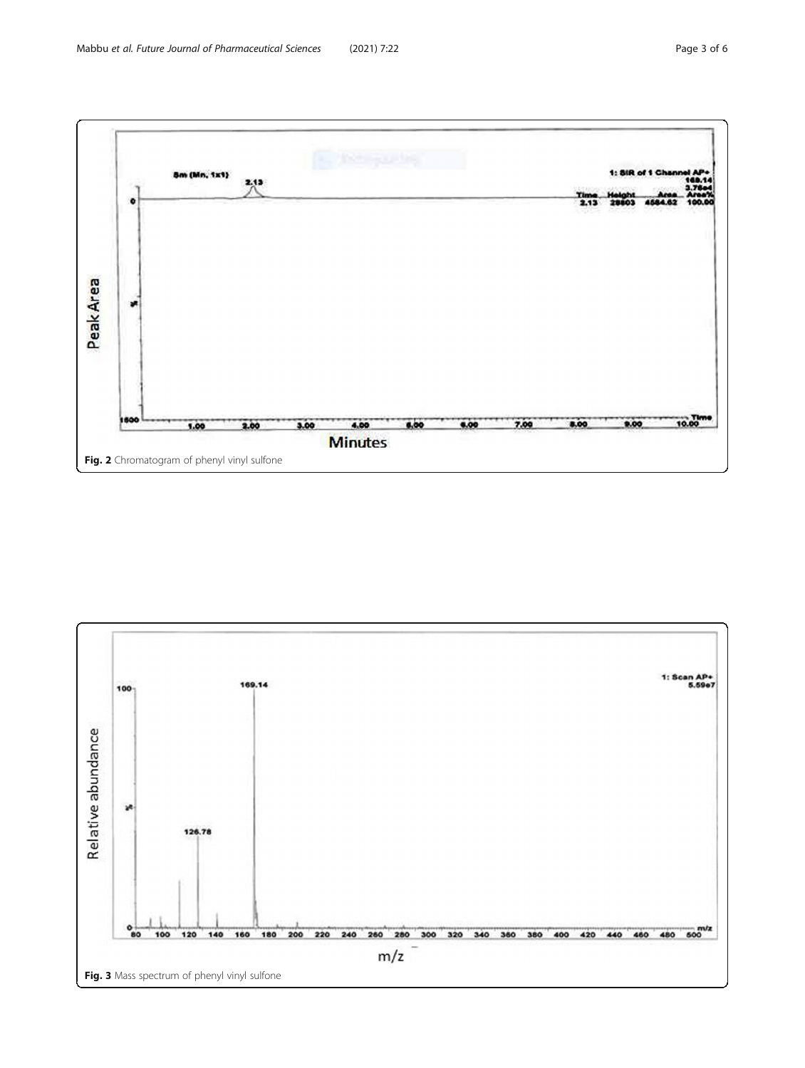Fig. 2 Chromatogram of phenyl vinyl sulfone

Fig. 3 Mass spectrum of phenyl vinyl sulfone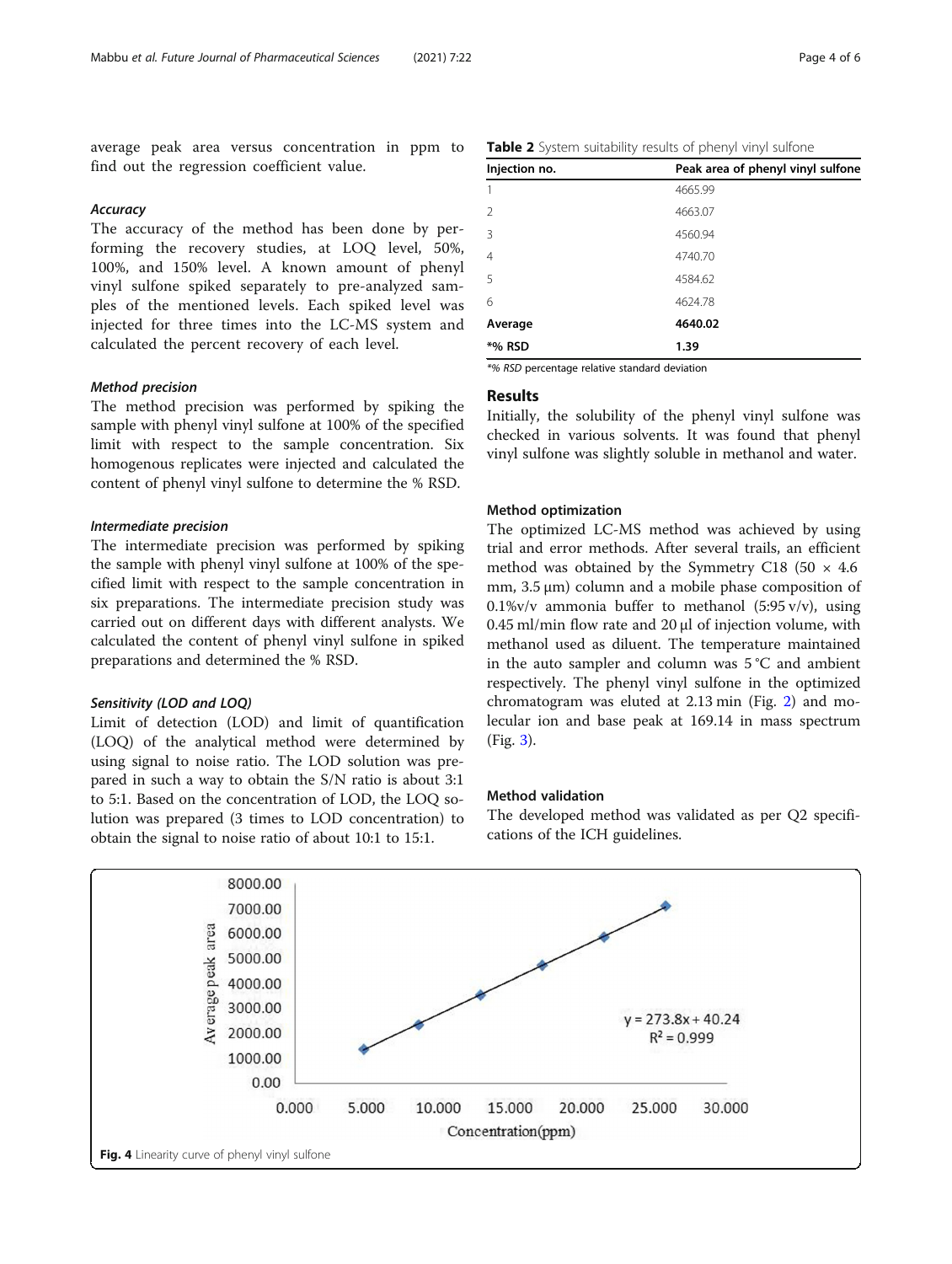average peak area versus concentration in ppm to find out the regression coefficient value.

### *Accuracy*

The accuracy of the method has been done by performing the recovery studies, at LOQ level, 50%, 100%, and 150% level. A known amount of phenyl vinyl sulfone spiked separately to pre-analyzed samples of the mentioned levels. Each spiked level was injected for three times into the LC-MS system and calculated the percent recovery of each level.

### *Method precision*

The method precision was performed by spiking the sample with phenyl vinyl sulfone at 100% of the specified limit with respect to the sample concentration. Six homogenous replicates were injected and calculated the content of phenyl vinyl sulfone to determine the % RSD.

### *Intermediate precision*

The intermediate precision was performed by spiking the sample with phenyl vinyl sulfone at 100% of the specified limit with respect to the sample concentration in six preparations. The intermediate precision study was carried out on different days with different analysts. We calculated the content of phenyl vinyl sulfone in spiked preparations and determined the % RSD.

### *Sensitivity (LOD and LOQ)*

Limit of detection (LOD) and limit of quantification (LOQ) of the analytical method were determined by using signal to noise ratio. The LOD solution was prepared in such a way to obtain the S/N ratio is about 3:1 to 5:1. Based on the concentration of LOD, the LOQ solution was prepared (3 times to LOD concentration) to obtain the signal to noise ratio of about 10:1 to 15:1.

**Table 2** System suitability results of phenyl vinyl sulfone

| Injection no. | Peak area of phenyl vinyl sulfone |
|---|---|
| 1 | 4665.99 |
| 2 | 4663.07 |
| 3 | 4560.94 |
| 4 | 4740.70 |
| 5 | 4584.62 |
| 6 | 4624.78 |
| **Average** | **4640.02** |
| ***% RSD** | **1.39** |

*% RSD percentage relative standard deviation

## Results

Initially, the solubility of the phenyl vinyl sulfone was checked in various solvents. It was found that phenyl vinyl sulfone was slightly soluble in methanol and water.

### Method optimization

The optimized LC-MS method was achieved by using trial and error methods. After several trails, an efficient method was obtained by the Symmetry C18 (50 × 4.6 mm, 3.5 μm) column and a mobile phase composition of 0.1%v/v ammonia buffer to methanol (5:95 v/v), using 0.45 ml/min flow rate and 20 μl of injection volume, with methanol used as diluent. The temperature maintained in the auto sampler and column was 5 °C and ambient respectively. The phenyl vinyl sulfone in the optimized chromatogram was eluted at 2.13 min (Fig. 2) and molecular ion and base peak at 169.14 in mass spectrum (Fig. 3).

### Method validation

The developed method was validated as per Q2 specifications of the ICH guidelines.

**Fig. 4** Linearity curve of phenyl vinyl sulfone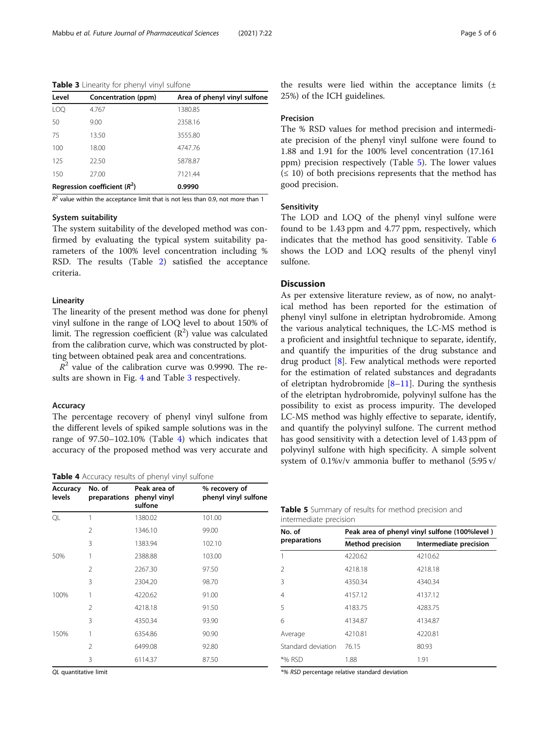**Table 3** Linearity for phenyl vinyl sulfone

| Level | Concentration (ppm) | Area of phenyl vinyl sulfone |
|---|---|---|
| LOQ | 4.767 | 1380.85 |
| 50 | 9.00 | 2358.16 |
| 75 | 13.50 | 3555.80 |
| 100 | 18.00 | 4747.76 |
| 125 | 22.50 | 5878.87 |
| 150 | 27.00 | 7121.44 |
| **Regression coefficient ($R^2$)** | | **0.9990** |

$R^2$ value within the acceptance limit that is not less than 0.9, not more than 1

### System suitability

The system suitability of the developed method was confirmed by evaluating the typical system suitability parameters of the 100% level concentration including % RSD. The results (Table 2) satisfied the acceptance criteria.

### Linearity

The linearity of the present method was done for phenyl vinyl sulfone in the range of LOQ level to about 150% of limit. The regression coefficient ($R^2$) value was calculated from the calibration curve, which was constructed by plotting between obtained peak area and concentrations.

$R^2$ value of the calibration curve was 0.9990. The results are shown in Fig. 4 and Table 3 respectively.

### Accuracy

The percentage recovery of phenyl vinyl sulfone from the different levels of spiked sample solutions was in the range of 97.50–102.10% (Table 4) which indicates that accuracy of the proposed method was very accurate and the results were lied within the acceptance limits (± 25%) of the ICH guidelines.

**Table 4** Accuracy results of phenyl vinyl sulfone

| Accuracy levels | No. of preparations | Peak area of phenyl vinyl sulfone | % recovery of phenyl vinyl sulfone |
|---|---|---|---|
| QL | 1 | 1380.02 | 101.00 |
| | 2 | 1346.10 | 99.00 |
| | 3 | 1383.94 | 102.10 |
| 50% | 1 | 2388.88 | 103.00 |
| | 2 | 2267.30 | 97.50 |
| | 3 | 2304.20 | 98.70 |
| 100% | 1 | 4220.62 | 91.00 |
| | 2 | 4218.18 | 91.50 |
| | 3 | 4350.34 | 93.90 |
| 150% | 1 | 6354.86 | 90.90 |
| | 2 | 6499.08 | 92.80 |
| | 3 | 6114.37 | 87.50 |

*QL* quantitative limit

### Precision

The % RSD values for method precision and intermediate precision of the phenyl vinyl sulfone were found to 1.88 and 1.91 for the 100% level concentration (17.161 ppm) precision respectively (Table 5). The lower values (≤ 10) of both precisions represents that the method has good precision.

### Sensitivity

The LOD and LOQ of the phenyl vinyl sulfone were found to be 1.43 ppm and 4.77 ppm, respectively, which indicates that the method has good sensitivity. Table 6 shows the LOD and LOQ results of the phenyl vinyl sulfone.

## Discussion

As per extensive literature review, as of now, no analytical method has been reported for the estimation of phenyl vinyl sulfone in eletriptan hydrobromide. Among the various analytical techniques, the LC-MS method is a proficient and insightful technique to separate, identify, and quantify the impurities of the drug substance and drug product [8]. Few analytical methods were reported for the estimation of related substances and degradants of eletriptan hydrobromide [8–11]. During the synthesis of the eletriptan hydrobromide, polyvinyl sulfone has the possibility to exist as process impurity. The developed LC-MS method was highly effective to separate, identify, and quantify the polyvinyl sulfone. The current method has good sensitivity with a detection level of 1.43 ppm of polyvinyl sulfone with high specificity. A simple solvent system of 0.1%v/v ammonia buffer to methanol (5:95 v/

**Table 5** Summary of results for method precision and intermediate precision

| No. of preparations | Peak area of phenyl vinyl sulfone (100%level ) | |
|---|---|---|
| | Method precision | Intermediate precision |
| 1 | 4220.62 | 4210.62 |
| 2 | 4218.18 | 4218.18 |
| 3 | 4350.34 | 4340.34 |
| 4 | 4157.12 | 4137.12 |
| 5 | 4183.75 | 4283.75 |
| 6 | 4134.87 | 4134.87 |
| Average | 4210.81 | 4220.81 |
| Standard deviation | 76.15 | 80.93 |
| *% RSD | 1.88 | 1.91 |

*% RSD percentage relative standard deviation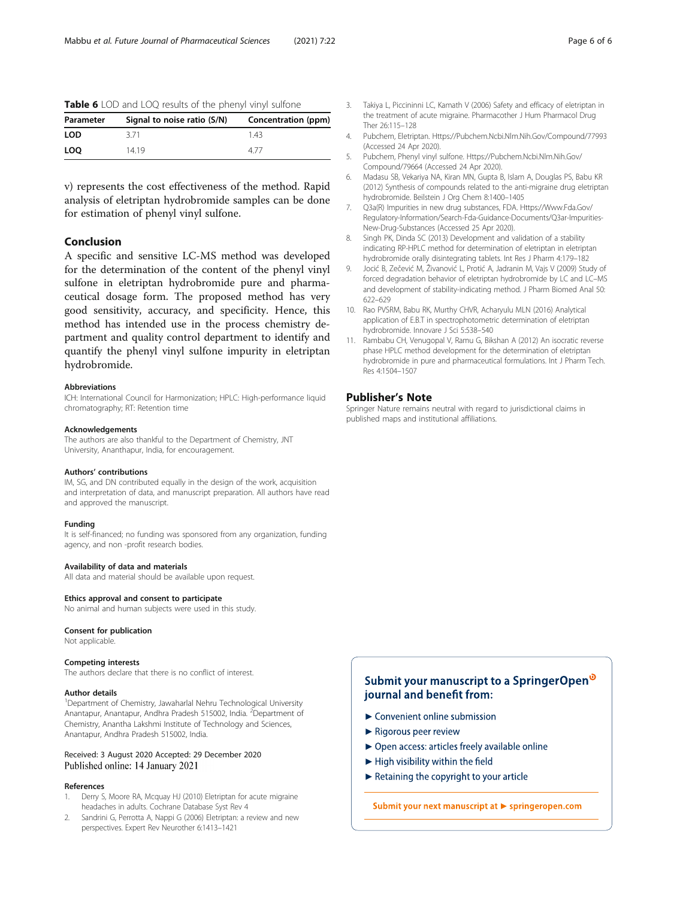**Table 6** LOD and LOQ results of the phenyl vinyl sulfone

| Parameter | Signal to noise ratio (S/N) | Concentration (ppm) |
|---|---|---|
| **LOD** | 3.71 | 1.43 |
| **LOQ** | 14.19 | 4.77 |

v) represents the cost effectiveness of the method. Rapid analysis of eletriptan hydrobromide samples can be done for estimation of phenyl vinyl sulfone.

## Conclusion

A specific and sensitive LC-MS method was developed for the determination of the content of the phenyl vinyl sulfone in eletriptan hydrobromide pure and pharmaceutical dosage form. The proposed method has very good sensitivity, accuracy, and specificity. Hence, this method has intended use in the process chemistry department and quality control department to identify and quantify the phenyl vinyl sulfone impurity in eletriptan hydrobromide.

### Abbreviations

ICH: International Council for Harmonization; HPLC: High-performance liquid chromatography; RT: Retention time

### Acknowledgements

The authors are also thankful to the Department of Chemistry, JNT University, Ananthapur, India, for encouragement.

### Authors' contributions

IM, SG, and DN contributed equally in the design of the work, acquisition and interpretation of data, and manuscript preparation. All authors have read and approved the manuscript.

### Funding

It is self-financed; no funding was sponsored from any organization, funding agency, and non -profit research bodies.

### Availability of data and materials

All data and material should be available upon request.

### Ethics approval and consent to participate

No animal and human subjects were used in this study.

### Consent for publication

Not applicable.

### Competing interests

The authors declare that there is no conflict of interest.

### Author details

[1]Department of Chemistry, Jawaharlal Nehru Technological University Anantapur, Anantapur, Andhra Pradesh 515002, India. [2]Department of Chemistry, Anantha Lakshmi Institute of Technology and Sciences, Anantapur, Andhra Pradesh 515002, India.

Received: 3 August 2020 Accepted: 29 December 2020
Published online: 14 January 2021

### References

1. Derry S, Moore RA, Mcquay HJ (2010) Eletriptan for acute migraine headaches in adults. Cochrane Database Syst Rev 4
2. Sandrini G, Perrotta A, Nappi G (2006) Eletriptan: a review and new perspectives. Expert Rev Neurother 6:1413–1421
3. Takiya L, Piccininni LC, Kamath V (2006) Safety and efficacy of eletriptan in the treatment of acute migraine. Pharmacother J Hum Pharmacol Drug Ther 26:115–128
4. Pubchem, Eletriptan. Https://Pubchem.Ncbi.Nlm.Nih.Gov/Compound/77993 (Accessed 24 Apr 2020).
5. Pubchem, Phenyl vinyl sulfone. Https://Pubchem.Ncbi.Nlm.Nih.Gov/Compound/79664 (Accessed 24 Apr 2020).
6. Madasu SB, Vekariya NA, Kiran MN, Gupta B, Islam A, Douglas PS, Babu KR (2012) Synthesis of compounds related to the anti-migraine drug eletriptan hydrobromide. Beilstein J Org Chem 8:1400–1405
7. Q3a(R) Impurities in new drug substances, FDA. Https://Www.Fda.Gov/Regulatory-Information/Search-Fda-Guidance-Documents/Q3ar-Impurities-New-Drug-Substances (Accessed 25 Apr 2020).
8. Singh PK, Dinda SC (2013) Development and validation of a stability indicating RP-HPLC method for determination of eletriptan in eletriptan hydrobromide orally disintegrating tablets. Int Res J Pharm 4:179–182
9. Jocić B, Zečević M, Živanović L, Protić A, Jadranin M, Vajs V (2009) Study of forced degradation behavior of eletriptan hydrobromide by LC and LC–MS and development of stability-indicating method. J Pharm Biomed Anal 50: 622–629
10. Rao PVSRM, Babu RK, Murthy CHVR, Acharyulu MLN (2016) Analytical application of E.B.T in spectrophotometric determination of eletriptan hydrobromide. Innovare J Sci 5:538–540
11. Rambabu CH, Venugopal V, Ramu G, Bikshan A (2012) An isocratic reverse phase HPLC method development for the determination of eletriptan hydrobromide in pure and pharmaceutical formulations. Int J Pharm Tech. Res 4:1504–1507

## Publisher's Note

Springer Nature remains neutral with regard to jurisdictional claims in published maps and institutional affiliations.

**Submit your manuscript to a SpringerOpen journal and benefit from:**

- ► Convenient online submission
- ► Rigorous peer review
- ► Open access: articles freely available online
- ► High visibility within the field
- ► Retaining the copyright to your article

**Submit your next manuscript at ► springeropen.com**